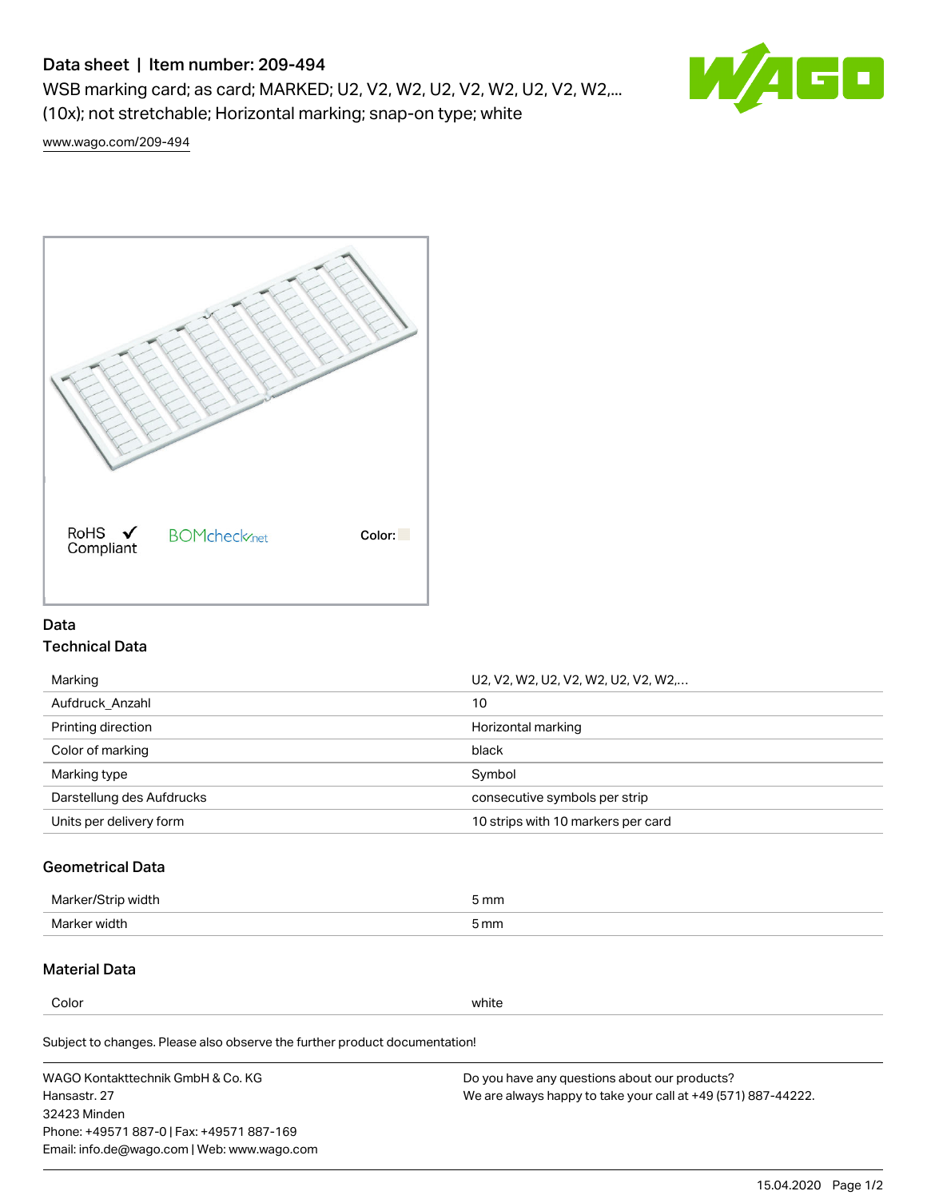# Data sheet | Item number: 209-494

WSB marking card; as card; MARKED; U2, V2, W2, U2, V2, W2, U2, V2, W2,... (10x); not stretchable; Horizontal marking; snap-on type; white

www.wago.com/209-494

RoHS ✓ Compliant

BOMcheck.net

Color:

## Data

### Technical Data

| | |
|---|---|
| Marking | U2, V2, W2, U2, V2, W2, U2, V2, W2,... |
| Aufdruck_Anzahl | 10 |
| Printing direction | Horizontal marking |
| Color of marking | black |
| Marking type | Symbol |
| Darstellung des Aufdrucks | consecutive symbols per strip |
| Units per delivery form | 10 strips with 10 markers per card |

### Geometrical Data

| | |
|---|---|
| Marker/Strip width | 5 mm |
| Marker width | 5 mm |

### Material Data

| | |
|---|---|
| Color | white |

Subject to changes. Please also observe the further product documentation!

WAGO Kontakttechnik GmbH & Co. KG
Hansastr. 27
32423 Minden
Phone: +49571 887-0 | Fax: +49571 887-169
Email: info.de@wago.com | Web: www.wago.com

Do you have any questions about our products?
We are always happy to take your call at +49 (571) 887-44222.

15.04.2020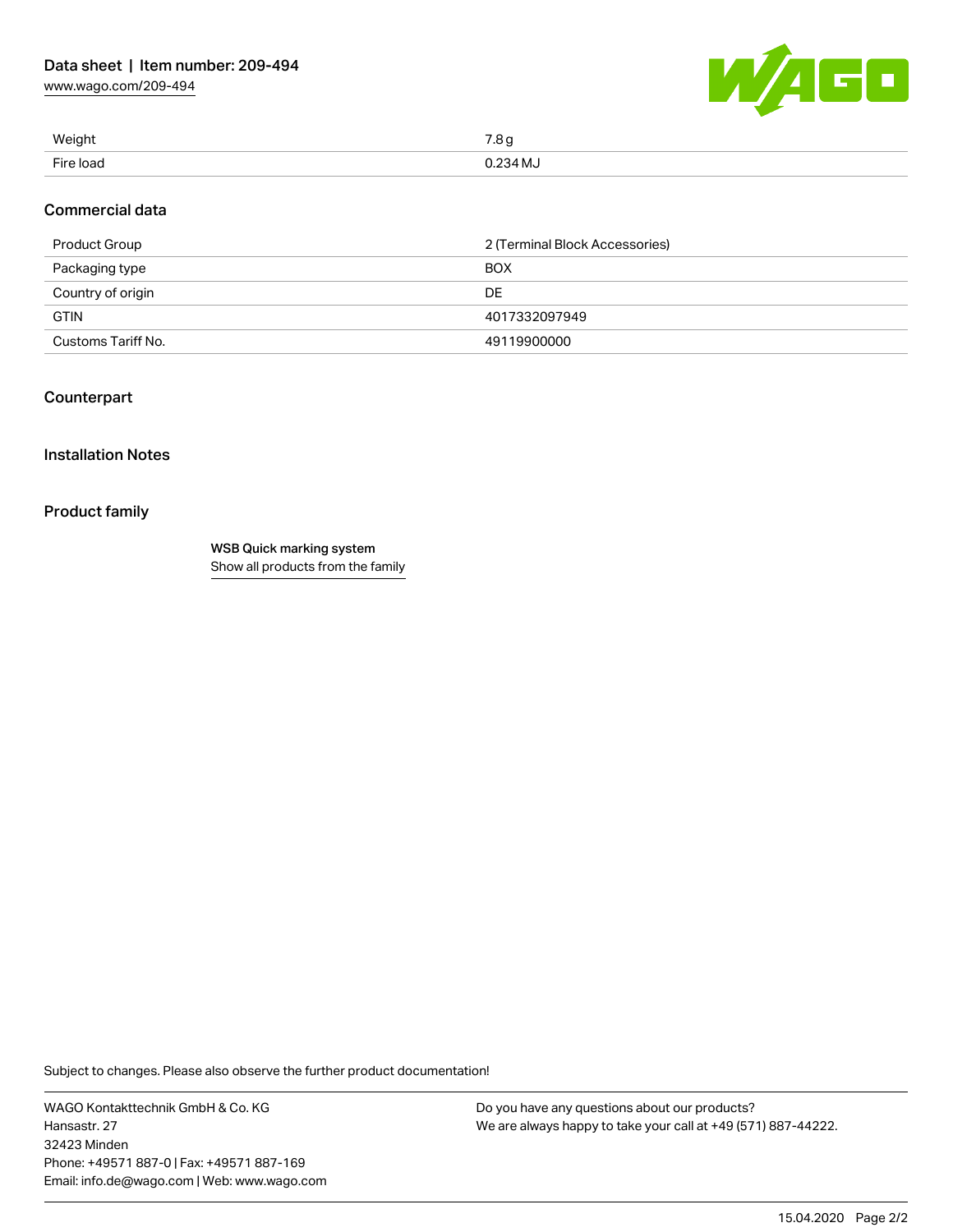| | |
|---|---|
| Weight | 7.8 g |
| Fire load | 0.234 MJ |

## Commercial data

| | |
|---|---|
| Product Group | 2 (Terminal Block Accessories) |
| Packaging type | BOX |
| Country of origin | DE |
| GTIN | 4017332097949 |
| Customs Tariff No. | 49119900000 |

## Counterpart

## Installation Notes

## Product family

**WSB Quick marking system**
Show all products from the family

Subject to changes. Please also observe the further product documentation!

WAGO Kontakttechnik GmbH & Co. KG
Hansastr. 27
32423 Minden
Phone: +49571 887-0 | Fax: +49571 887-169
Email: info.de@wago.com | Web: www.wago.com

Do you have any questions about our products?
We are always happy to take your call at +49 (571) 887-44222.

15.04.2020